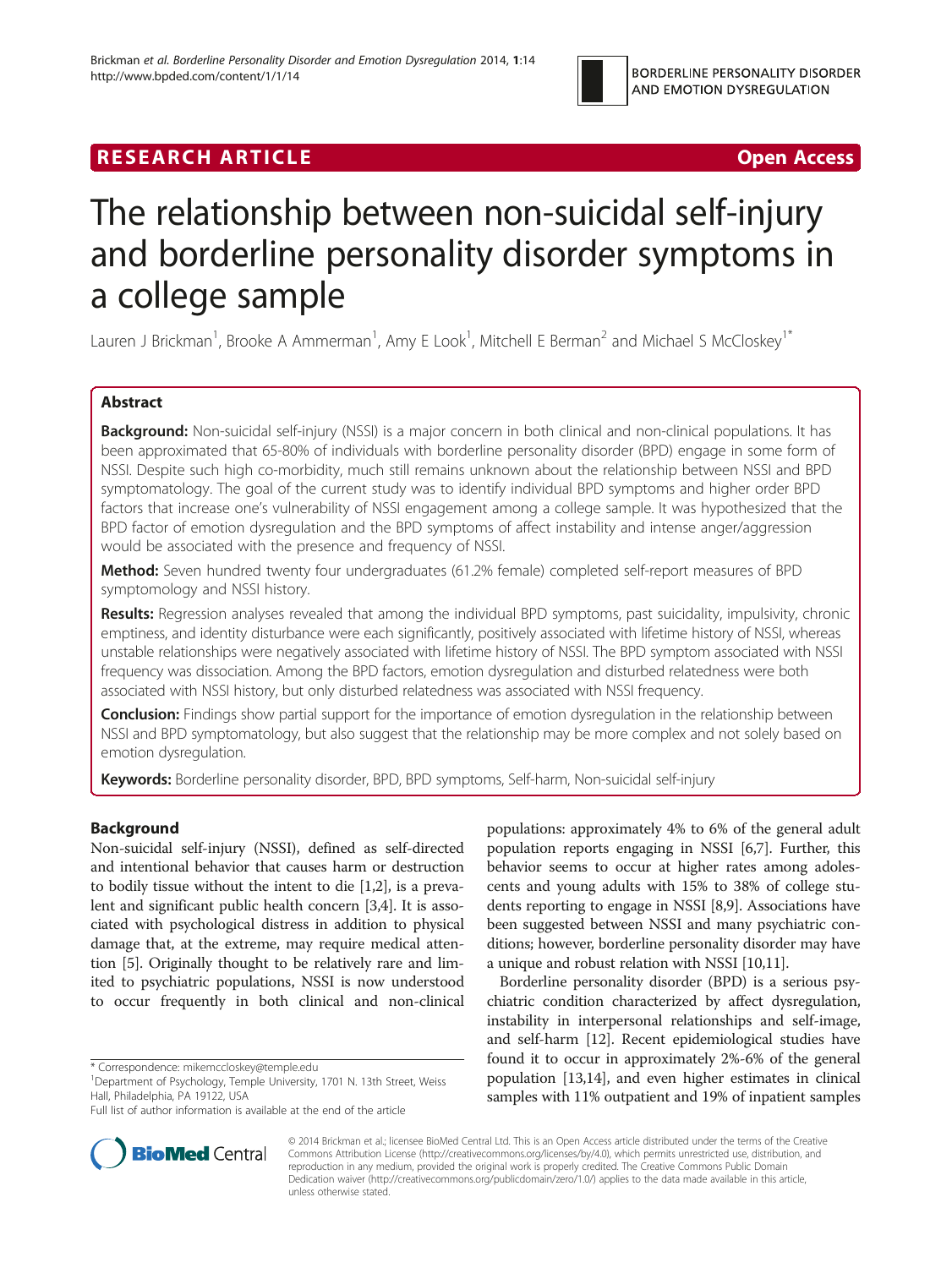RESEARCH ARTICLE

Open Access

# The relationship between non-suicidal self-injury and borderline personality disorder symptoms in a college sample

Lauren J Brickman[1], Brooke A Ammerman[1], Amy E Look[1], Mitchell E Berman[2] and Michael S McCloskey[1*]

## Abstract

**Background:** Non-suicidal self-injury (NSSI) is a major concern in both clinical and non-clinical populations. It has been approximated that 65-80% of individuals with borderline personality disorder (BPD) engage in some form of NSSI. Despite such high co-morbidity, much still remains unknown about the relationship between NSSI and BPD symptomatology. The goal of the current study was to identify individual BPD symptoms and higher order BPD factors that increase one's vulnerability of NSSI engagement among a college sample. It was hypothesized that the BPD factor of emotion dysregulation and the BPD symptoms of affect instability and intense anger/aggression would be associated with the presence and frequency of NSSI.

**Method:** Seven hundred twenty four undergraduates (61.2% female) completed self-report measures of BPD symptomology and NSSI history.

**Results:** Regression analyses revealed that among the individual BPD symptoms, past suicidality, impulsivity, chronic emptiness, and identity disturbance were each significantly, positively associated with lifetime history of NSSI, whereas unstable relationships were negatively associated with lifetime history of NSSI. The BPD symptom associated with NSSI frequency was dissociation. Among the BPD factors, emotion dysregulation and disturbed relatedness were both associated with NSSI history, but only disturbed relatedness was associated with NSSI frequency.

**Conclusion:** Findings show partial support for the importance of emotion dysregulation in the relationship between NSSI and BPD symptomatology, but also suggest that the relationship may be more complex and not solely based on emotion dysregulation.

**Keywords:** Borderline personality disorder, BPD, BPD symptoms, Self-harm, Non-suicidal self-injury

## Background

Non-suicidal self-injury (NSSI), defined as self-directed and intentional behavior that causes harm or destruction to bodily tissue without the intent to die [1,2], is a prevalent and significant public health concern [3,4]. It is associated with psychological distress in addition to physical damage that, at the extreme, may require medical attention [5]. Originally thought to be relatively rare and limited to psychiatric populations, NSSI is now understood to occur frequently in both clinical and non-clinical populations: approximately 4% to 6% of the general adult population reports engaging in NSSI [6,7]. Further, this behavior seems to occur at higher rates among adolescents and young adults with 15% to 38% of college students reporting to engage in NSSI [8,9]. Associations have been suggested between NSSI and many psychiatric conditions; however, borderline personality disorder may have a unique and robust relation with NSSI [10,11].

Borderline personality disorder (BPD) is a serious psychiatric condition characterized by affect dysregulation, instability in interpersonal relationships and self-image, and self-harm [12]. Recent epidemiological studies have found it to occur in approximately 2%-6% of the general population [13,14], and even higher estimates in clinical samples with 11% outpatient and 19% of inpatient samples

* Correspondence: mikemccloskey@temple.edu
[1]Department of Psychology, Temple University, 1701 N. 13th Street, Weiss Hall, Philadelphia, PA 19122, USA
Full list of author information is available at the end of the article

© 2014 Brickman et al.; licensee BioMed Central Ltd. This is an Open Access article distributed under the terms of the Creative Commons Attribution License (http://creativecommons.org/licenses/by/4.0), which permits unrestricted use, distribution, and reproduction in any medium, provided the original work is properly credited. The Creative Commons Public Domain Dedication waiver (http://creativecommons.org/publicdomain/zero/1.0/) applies to the data made available in this article, unless otherwise stated.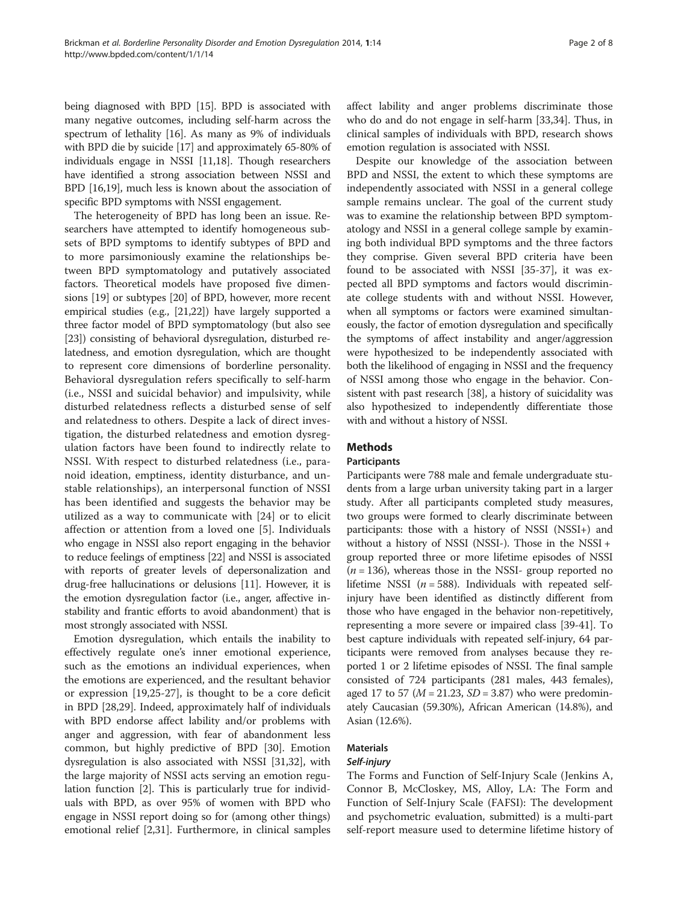being diagnosed with BPD [15]. BPD is associated with many negative outcomes, including self-harm across the spectrum of lethality [16]. As many as 9% of individuals with BPD die by suicide [17] and approximately 65-80% of individuals engage in NSSI [11,18]. Though researchers have identified a strong association between NSSI and BPD [16,19], much less is known about the association of specific BPD symptoms with NSSI engagement.

The heterogeneity of BPD has long been an issue. Researchers have attempted to identify homogeneous subsets of BPD symptoms to identify subtypes of BPD and to more parsimoniously examine the relationships between BPD symptomatology and putatively associated factors. Theoretical models have proposed five dimensions [19] or subtypes [20] of BPD, however, more recent empirical studies (e.g., [21,22]) have largely supported a three factor model of BPD symptomatology (but also see [23]) consisting of behavioral dysregulation, disturbed relatedness, and emotion dysregulation, which are thought to represent core dimensions of borderline personality. Behavioral dysregulation refers specifically to self-harm (i.e., NSSI and suicidal behavior) and impulsivity, while disturbed relatedness reflects a disturbed sense of self and relatedness to others. Despite a lack of direct investigation, the disturbed relatedness and emotion dysregulation factors have been found to indirectly relate to NSSI. With respect to disturbed relatedness (i.e., paranoid ideation, emptiness, identity disturbance, and unstable relationships), an interpersonal function of NSSI has been identified and suggests the behavior may be utilized as a way to communicate with [24] or to elicit affection or attention from a loved one [5]. Individuals who engage in NSSI also report engaging in the behavior to reduce feelings of emptiness [22] and NSSI is associated with reports of greater levels of depersonalization and drug-free hallucinations or delusions [11]. However, it is the emotion dysregulation factor (i.e., anger, affective instability and frantic efforts to avoid abandonment) that is most strongly associated with NSSI.

Emotion dysregulation, which entails the inability to effectively regulate one's inner emotional experience, such as the emotions an individual experiences, when the emotions are experienced, and the resultant behavior or expression [19,25-27], is thought to be a core deficit in BPD [28,29]. Indeed, approximately half of individuals with BPD endorse affect lability and/or problems with anger and aggression, with fear of abandonment less common, but highly predictive of BPD [30]. Emotion dysregulation is also associated with NSSI [31,32], with the large majority of NSSI acts serving an emotion regulation function [2]. This is particularly true for individuals with BPD, as over 95% of women with BPD who engage in NSSI report doing so for (among other things) emotional relief [2,31]. Furthermore, in clinical samples affect lability and anger problems discriminate those who do and do not engage in self-harm [33,34]. Thus, in clinical samples of individuals with BPD, research shows emotion regulation is associated with NSSI.

Despite our knowledge of the association between BPD and NSSI, the extent to which these symptoms are independently associated with NSSI in a general college sample remains unclear. The goal of the current study was to examine the relationship between BPD symptomatology and NSSI in a general college sample by examining both individual BPD symptoms and the three factors they comprise. Given several BPD criteria have been found to be associated with NSSI [35-37], it was expected all BPD symptoms and factors would discriminate college students with and without NSSI. However, when all symptoms or factors were examined simultaneously, the factor of emotion dysregulation and specifically the symptoms of affect instability and anger/aggression were hypothesized to be independently associated with both the likelihood of engaging in NSSI and the frequency of NSSI among those who engage in the behavior. Consistent with past research [38], a history of suicidality was also hypothesized to independently differentiate those with and without a history of NSSI.

## Methods

### Participants

Participants were 788 male and female undergraduate students from a large urban university taking part in a larger study. After all participants completed study measures, two groups were formed to clearly discriminate between participants: those with a history of NSSI (NSSI+) and without a history of NSSI (NSSI-). Those in the NSSI + group reported three or more lifetime episodes of NSSI ($n = 136$), whereas those in the NSSI- group reported no lifetime NSSI ($n = 588$). Individuals with repeated self-injury have been identified as distinctly different from those who have engaged in the behavior non-repetitively, representing a more severe or impaired class [39-41]. To best capture individuals with repeated self-injury, 64 participants were removed from analyses because they reported 1 or 2 lifetime episodes of NSSI. The final sample consisted of 724 participants (281 males, 443 females), aged 17 to 57 ($M = 21.23$, $SD = 3.87$) who were predominately Caucasian (59.30%), African American (14.8%), and Asian (12.6%).

### Materials

#### *Self-injury*

The Forms and Function of Self-Injury Scale (Jenkins A, Connor B, McCloskey, MS, Alloy, LA: The Form and Function of Self-Injury Scale (FAFSI): The development and psychometric evaluation, submitted) is a multi-part self-report measure used to determine lifetime history of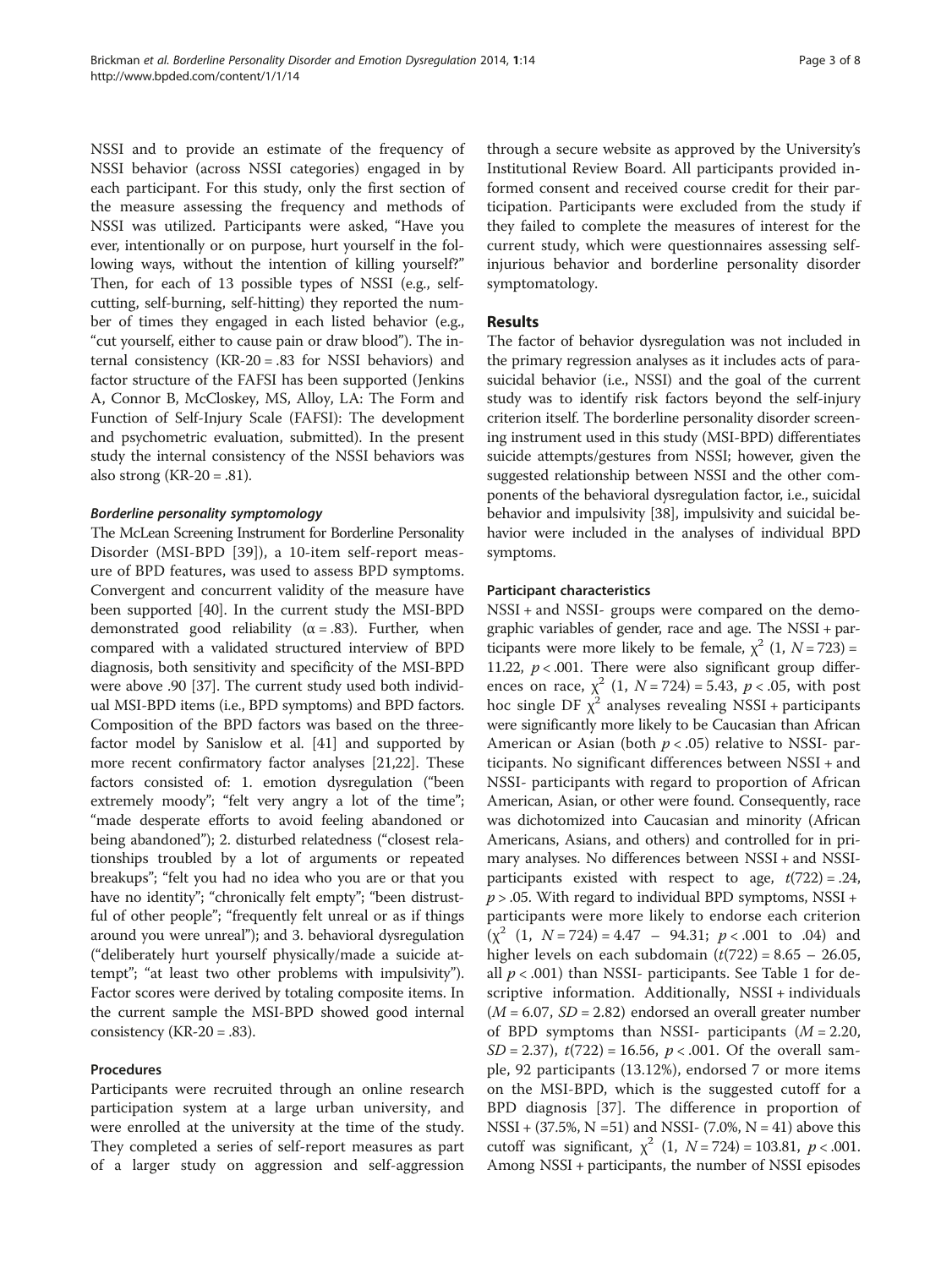NSSI and to provide an estimate of the frequency of NSSI behavior (across NSSI categories) engaged in by each participant. For this study, only the first section of the measure assessing the frequency and methods of NSSI was utilized. Participants were asked, "Have you ever, intentionally or on purpose, hurt yourself in the following ways, without the intention of killing yourself?" Then, for each of 13 possible types of NSSI (e.g., self-cutting, self-burning, self-hitting) they reported the number of times they engaged in each listed behavior (e.g., "cut yourself, either to cause pain or draw blood"). The internal consistency (KR-20 = .83 for NSSI behaviors) and factor structure of the FAFSI has been supported (Jenkins A, Connor B, McCloskey, MS, Alloy, LA: The Form and Function of Self-Injury Scale (FAFSI): The development and psychometric evaluation, submitted). In the present study the internal consistency of the NSSI behaviors was also strong (KR-20 = .81).

#### *Borderline personality symptomology*

The McLean Screening Instrument for Borderline Personality Disorder (MSI-BPD [39]), a 10-item self-report measure of BPD features, was used to assess BPD symptoms. Convergent and concurrent validity of the measure have been supported [40]. In the current study the MSI-BPD demonstrated good reliability (α = .83). Further, when compared with a validated structured interview of BPD diagnosis, both sensitivity and specificity of the MSI-BPD were above .90 [37]. The current study used both individual MSI-BPD items (i.e., BPD symptoms) and BPD factors. Composition of the BPD factors was based on the three-factor model by Sanislow et al. [41] and supported by more recent confirmatory factor analyses [21,22]. These factors consisted of: 1. emotion dysregulation ("been extremely moody"; "felt very angry a lot of the time"; "made desperate efforts to avoid feeling abandoned or being abandoned"); 2. disturbed relatedness ("closest relationships troubled by a lot of arguments or repeated breakups"; "felt you had no idea who you are or that you have no identity"; "chronically felt empty"; "been distrustful of other people"; "frequently felt unreal or as if things around you were unreal"); and 3. behavioral dysregulation ("deliberately hurt yourself physically/made a suicide attempt"; "at least two other problems with impulsivity"). Factor scores were derived by totaling composite items. In the current sample the MSI-BPD showed good internal consistency (KR-20 = .83).

### Procedures

Participants were recruited through an online research participation system at a large urban university, and were enrolled at the university at the time of the study. They completed a series of self-report measures as part of a larger study on aggression and self-aggression through a secure website as approved by the University's Institutional Review Board. All participants provided informed consent and received course credit for their participation. Participants were excluded from the study if they failed to complete the measures of interest for the current study, which were questionnaires assessing self-injurious behavior and borderline personality disorder symptomatology.

## Results

The factor of behavior dysregulation was not included in the primary regression analyses as it includes acts of parasuicidal behavior (i.e., NSSI) and the goal of the current study was to identify risk factors beyond the self-injury criterion itself. The borderline personality disorder screening instrument used in this study (MSI-BPD) differentiates suicide attempts/gestures from NSSI; however, given the suggested relationship between NSSI and the other components of the behavioral dysregulation factor, i.e., suicidal behavior and impulsivity [38], impulsivity and suicidal behavior were included in the analyses of individual BPD symptoms.

### Participant characteristics

NSSI + and NSSI- groups were compared on the demographic variables of gender, race and age. The NSSI + participants were more likely to be female, $\chi^2$ (1, $N$ = 723) = 11.22, $p < .001$. There were also significant group differences on race, $\chi^2$ (1, $N$ = 724) = 5.43, $p < .05$, with post hoc single DF $\chi^2$ analyses revealing NSSI + participants were significantly more likely to be Caucasian than African American or Asian (both $p < .05$) relative to NSSI- participants. No significant differences between NSSI + and NSSI- participants with regard to proportion of African American, Asian, or other were found. Consequently, race was dichotomized into Caucasian and minority (African Americans, Asians, and others) and controlled for in primary analyses. No differences between NSSI + and NSSI- participants existed with respect to age, $t(722) = .24$, $p > .05$. With regard to individual BPD symptoms, NSSI + participants were more likely to endorse each criterion ($\chi^2$ (1, $N$ = 724) = 4.47 – 94.31; $p < .001$ to .04) and higher levels on each subdomain ($t(722) = 8.65 – 26.05$, all $p < .001$) than NSSI- participants. See Table 1 for descriptive information. Additionally, NSSI + individuals ($M = 6.07$, $SD = 2.82$) endorsed an overall greater number of BPD symptoms than NSSI- participants ($M = 2.20$, $SD = 2.37$), $t(722) = 16.56$, $p < .001$. Of the overall sample, 92 participants (13.12%), endorsed 7 or more items on the MSI-BPD, which is the suggested cutoff for a BPD diagnosis [37]. The difference in proportion of NSSI + (37.5%, N =51) and NSSI- (7.0%, N = 41) above this cutoff was significant, $\chi^2$ (1, $N$ = 724) = 103.81, $p < .001$. Among NSSI + participants, the number of NSSI episodes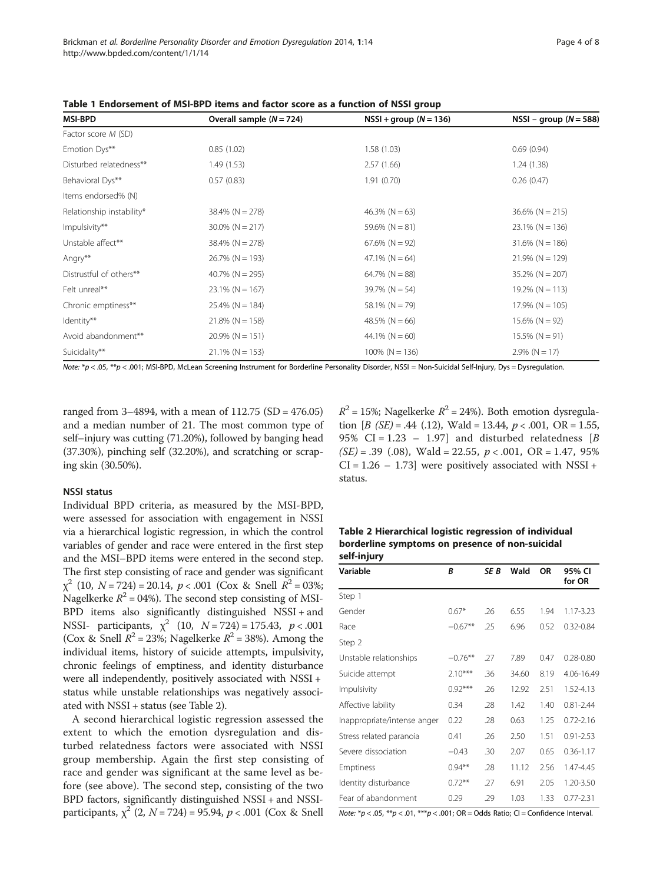**Table 1 Endorsement of MSI-BPD items and factor score as a function of NSSI group**

| MSI-BPD | Overall sample ($N = 724$) | NSSI + group ($N = 136$) | NSSI − group ($N = 588$) |
|---|---|---|---|
| Factor score *M* (SD) | | | |
| Emotion Dys** | 0.85 (1.02) | 1.58 (1.03) | 0.69 (0.94) |
| Disturbed relatedness** | 1.49 (1.53) | 2.57 (1.66) | 1.24 (1.38) |
| Behavioral Dys** | 0.57 (0.83) | 1.91 (0.70) | 0.26 (0.47) |
| Items endorsed% (N) | | | |
| Relationship instability* | 38.4% (N = 278) | 46.3% (N = 63) | 36.6% (N = 215) |
| Impulsivity** | 30.0% (N = 217) | 59.6% (N = 81) | 23.1% (N = 136) |
| Unstable affect** | 38.4% (N = 278) | 67.6% (N = 92) | 31.6% (N = 186) |
| Angry** | 26.7% (N = 193) | 47.1% (N = 64) | 21.9% (N = 129) |
| Distrustful of others** | 40.7% (N = 295) | 64.7% (N = 88) | 35.2% (N = 207) |
| Felt unreal** | 23.1% (N = 167) | 39.7% (N = 54) | 19.2% (N = 113) |
| Chronic emptiness** | 25.4% (N = 184) | 58.1% (N = 79) | 17.9% (N = 105) |
| Identity** | 21.8% (N = 158) | 48.5% (N = 66) | 15.6% (N = 92) |
| Avoid abandonment** | 20.9% (N = 151) | 44.1% (N = 60) | 15.5% (N = 91) |
| Suicidality** | 21.1% (N = 153) | 100% (N = 136) | 2.9% (N = 17) |

*Note:* *$p < .05$, **$p < .001$; MSI-BPD, McLean Screening Instrument for Borderline Personality Disorder, NSSI = Non-Suicidal Self-Injury, Dys = Dysregulation.

ranged from 3–4894, with a mean of 112.75 (SD = 476.05) and a median number of 21. The most common type of self–injury was cutting (71.20%), followed by banging head (37.30%), pinching self (32.20%), and scratching or scraping skin (30.50%).

### NSSI status

Individual BPD criteria, as measured by the MSI-BPD, were assessed for association with engagement in NSSI via a hierarchical logistic regression, in which the control variables of gender and race were entered in the first step and the MSI–BPD items were entered in the second step. The first step consisting of race and gender was significant $\chi^2$ (10, $N = 724$) = 20.14, $p < .001$ (Cox & Snell $R^2 = 03\%$; Nagelkerke $R^2 = 04\%$). The second step consisting of MSI-BPD items also significantly distinguished NSSI + and NSSI- participants, $\chi^2$ (10, $N = 724$) = 175.43, $p < .001$ (Cox & Snell $R^2 = 23\%$; Nagelkerke $R^2 = 38\%$). Among the individual items, history of suicide attempts, impulsivity, chronic feelings of emptiness, and identity disturbance were all independently, positively associated with NSSI + status while unstable relationships was negatively associated with NSSI + status (see Table 2).

A second hierarchical logistic regression assessed the extent to which the emotion dysregulation and disturbed relatedness factors were associated with NSSI group membership. Again the first step consisting of race and gender was significant at the same level as before (see above). The second step, consisting of the two BPD factors, significantly distinguished NSSI + and NSSI- participants, $\chi^2$ (2, $N = 724$) = 95.94, $p < .001$ (Cox & Snell $R^2 = 15\%$; Nagelkerke $R^2 = 24\%$). Both emotion dysregulation [$B$ $(SE)$ = .44 (.12), Wald = 13.44, $p < .001$, OR = 1.55, 95% CI = 1.23 – 1.97] and disturbed relatedness [$B$ $(SE)$ = .39 (.08), Wald = 22.55, $p < .001$, OR = 1.47, 95% CI = 1.26 – 1.73] were positively associated with NSSI + status.

**Table 2 Hierarchical logistic regression of individual borderline symptoms on presence of non-suicidal self-injury**

| Variable | *B* | *SE B* | Wald | OR | 95% CI for OR |
|---|---|---|---|---|---|
| Step 1 | | | | | |
| Gender | 0.67* | .26 | 6.55 | 1.94 | 1.17-3.23 |
| Race | −0.67** | .25 | 6.96 | 0.52 | 0.32-0.84 |
| Step 2 | | | | | |
| Unstable relationships | −0.76** | .27 | 7.89 | 0.47 | 0.28-0.80 |
| Suicide attempt | 2.10*** | .36 | 34.60 | 8.19 | 4.06-16.49 |
| Impulsivity | 0.92*** | .26 | 12.92 | 2.51 | 1.52-4.13 |
| Affective lability | 0.34 | .28 | 1.42 | 1.40 | 0.81-2.44 |
| Inappropriate/intense anger | 0.22 | .28 | 0.63 | 1.25 | 0.72-2.16 |
| Stress related paranoia | 0.41 | .26 | 2.50 | 1.51 | 0.91-2.53 |
| Severe dissociation | −0.43 | .30 | 2.07 | 0.65 | 0.36-1.17 |
| Emptiness | 0.94** | .28 | 11.12 | 2.56 | 1.47-4.45 |
| Identity disturbance | 0.72** | .27 | 6.91 | 2.05 | 1.20-3.50 |
| Fear of abandonment | 0.29 | .29 | 1.03 | 1.33 | 0.77-2.31 |

*Note:* *$p < .05$, **$p < .01$, ***$p < .001$; OR = Odds Ratio; CI = Confidence Interval.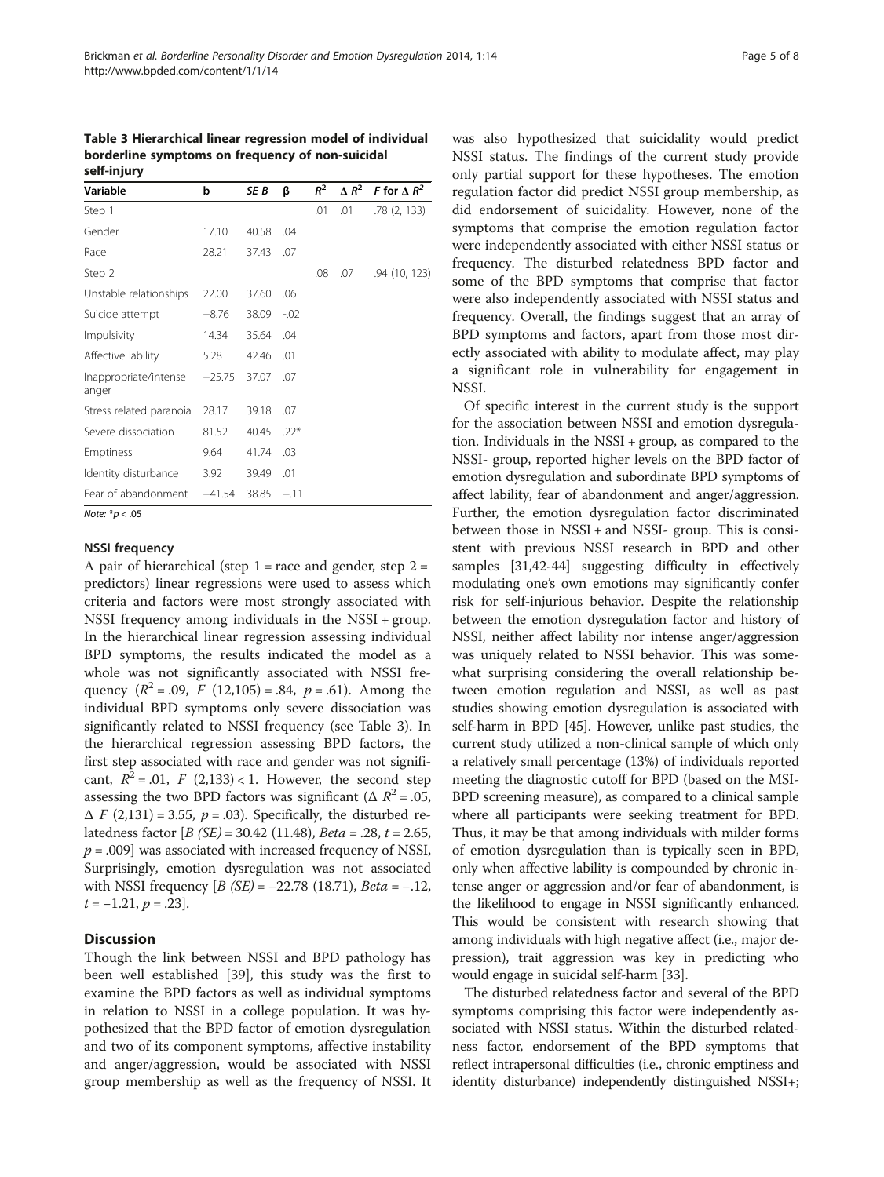**Table 3 Hierarchical linear regression model of individual borderline symptoms on frequency of non-suicidal self-injury**

| Variable | b | SE B | β | $R^2$ | $\Delta R^2$ | F for $\Delta R^2$ |
|---|---|---|---|---|---|---|
| Step 1 | | | | .01 | .01 | .78 (2, 133) |
| Gender | 17.10 | 40.58 | .04 | | | |
| Race | 28.21 | 37.43 | .07 | | | |
| Step 2 | | | | .08 | .07 | .94 (10, 123) |
| Unstable relationships | 22.00 | 37.60 | .06 | | | |
| Suicide attempt | −8.76 | 38.09 | -.02 | | | |
| Impulsivity | 14.34 | 35.64 | .04 | | | |
| Affective lability | 5.28 | 42.46 | .01 | | | |
| Inappropriate/intense anger | −25.75 | 37.07 | .07 | | | |
| Stress related paranoia | 28.17 | 39.18 | .07 | | | |
| Severe dissociation | 81.52 | 40.45 | .22* | | | |
| Emptiness | 9.64 | 41.74 | .03 | | | |
| Identity disturbance | 3.92 | 39.49 | .01 | | | |
| Fear of abandonment | −41.54 | 38.85 | −.11 | | | |

*Note*: *p < .05

### NSSI frequency

A pair of hierarchical (step 1 = race and gender, step 2 = predictors) linear regressions were used to assess which criteria and factors were most strongly associated with NSSI frequency among individuals in the NSSI + group. In the hierarchical linear regression assessing individual BPD symptoms, the results indicated the model as a whole was not significantly associated with NSSI frequency ($R^2 = .09$, $F$ (12,105) = .84, $p = .61$). Among the individual BPD symptoms only severe dissociation was significantly related to NSSI frequency (see Table 3). In the hierarchical regression assessing BPD factors, the first step associated with race and gender was not significant, $R^2 = .01$, $F$ (2,133) < 1. However, the second step assessing the two BPD factors was significant ($\Delta R^2 = .05$, $\Delta F$ (2,131) = 3.55, $p = .03$). Specifically, the disturbed relatedness factor [$B$ $(SE)$ = 30.42 (11.48), $Beta = .28$, $t = 2.65$, $p = .009$] was associated with increased frequency of NSSI, Surprisingly, emotion dysregulation was not associated with NSSI frequency [$B$ $(SE)$ = −22.78 (18.71), $Beta = -.12$, $t = -1.21$, $p = .23$].

## Discussion

Though the link between NSSI and BPD pathology has been well established [39], this study was the first to examine the BPD factors as well as individual symptoms in relation to NSSI in a college population. It was hypothesized that the BPD factor of emotion dysregulation and two of its component symptoms, affective instability and anger/aggression, would be associated with NSSI group membership as well as the frequency of NSSI. It was also hypothesized that suicidality would predict NSSI status. The findings of the current study provide only partial support for these hypotheses. The emotion regulation factor did predict NSSI group membership, as did endorsement of suicidality. However, none of the symptoms that comprise the emotion regulation factor were independently associated with either NSSI status or frequency. The disturbed relatedness BPD factor and some of the BPD symptoms that comprise that factor were also independently associated with NSSI status and frequency. Overall, the findings suggest that an array of BPD symptoms and factors, apart from those most directly associated with ability to modulate affect, may play a significant role in vulnerability for engagement in NSSI.

Of specific interest in the current study is the support for the association between NSSI and emotion dysregulation. Individuals in the NSSI + group, as compared to the NSSI- group, reported higher levels on the BPD factor of emotion dysregulation and subordinate BPD symptoms of affect lability, fear of abandonment and anger/aggression. Further, the emotion dysregulation factor discriminated between those in NSSI + and NSSI- group. This is consistent with previous NSSI research in BPD and other samples [31,42-44] suggesting difficulty in effectively modulating one's own emotions may significantly confer risk for self-injurious behavior. Despite the relationship between the emotion dysregulation factor and history of NSSI, neither affect lability nor intense anger/aggression was uniquely related to NSSI behavior. This was somewhat surprising considering the overall relationship between emotion regulation and NSSI, as well as past studies showing emotion dysregulation is associated with self-harm in BPD [45]. However, unlike past studies, the current study utilized a non-clinical sample of which only a relatively small percentage (13%) of individuals reported meeting the diagnostic cutoff for BPD (based on the MSI-BPD screening measure), as compared to a clinical sample where all participants were seeking treatment for BPD. Thus, it may be that among individuals with milder forms of emotion dysregulation than is typically seen in BPD, only when affective lability is compounded by chronic intense anger or aggression and/or fear of abandonment, is the likelihood to engage in NSSI significantly enhanced. This would be consistent with research showing that among individuals with high negative affect (i.e., major depression), trait aggression was key in predicting who would engage in suicidal self-harm [33].

The disturbed relatedness factor and several of the BPD symptoms comprising this factor were independently associated with NSSI status. Within the disturbed relatedness factor, endorsement of the BPD symptoms that reflect intrapersonal difficulties (i.e., chronic emptiness and identity disturbance) independently distinguished NSSI+;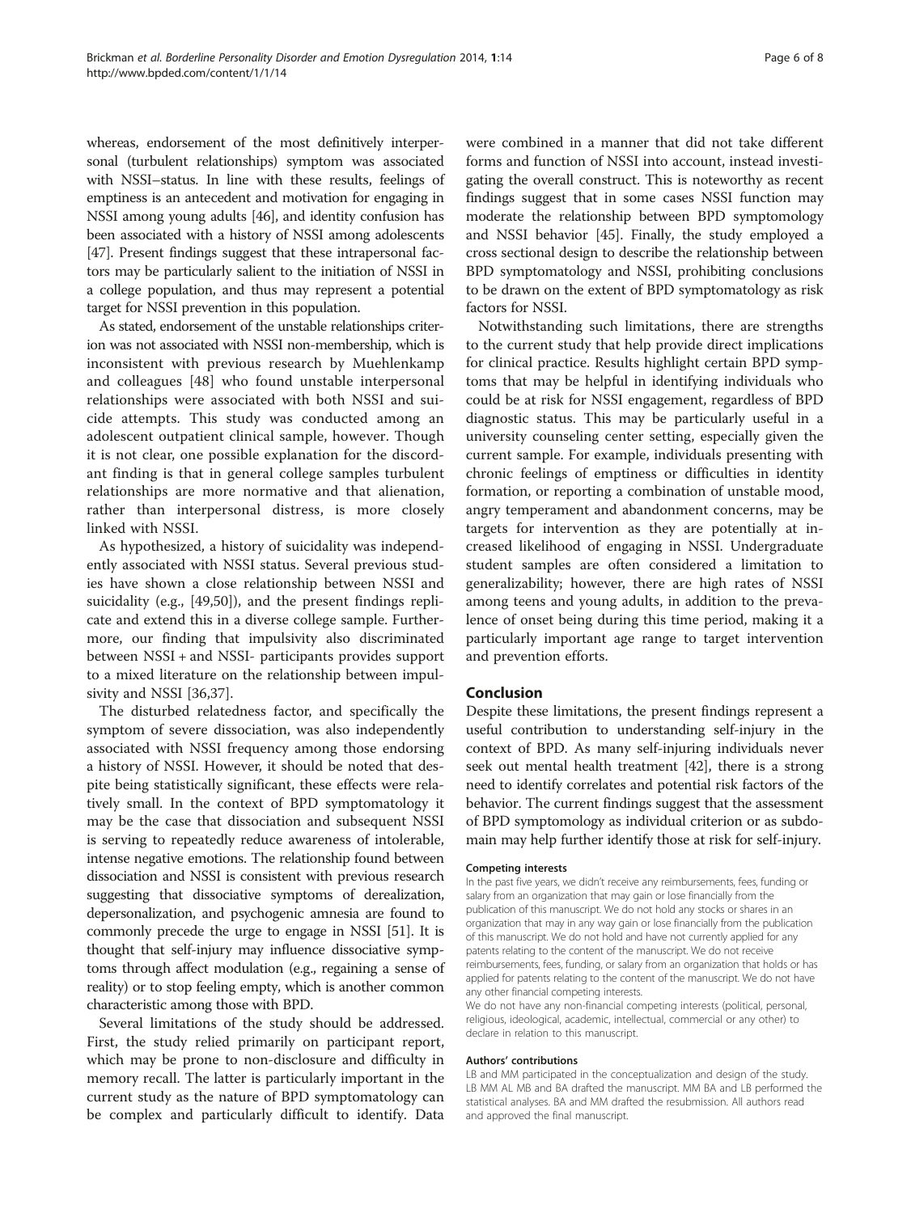whereas, endorsement of the most definitively interpersonal (turbulent relationships) symptom was associated with NSSI–status. In line with these results, feelings of emptiness is an antecedent and motivation for engaging in NSSI among young adults [46], and identity confusion has been associated with a history of NSSI among adolescents [47]. Present findings suggest that these intrapersonal factors may be particularly salient to the initiation of NSSI in a college population, and thus may represent a potential target for NSSI prevention in this population.

As stated, endorsement of the unstable relationships criterion was not associated with NSSI non-membership, which is inconsistent with previous research by Muehlenkamp and colleagues [48] who found unstable interpersonal relationships were associated with both NSSI and suicide attempts. This study was conducted among an adolescent outpatient clinical sample, however. Though it is not clear, one possible explanation for the discordant finding is that in general college samples turbulent relationships are more normative and that alienation, rather than interpersonal distress, is more closely linked with NSSI.

As hypothesized, a history of suicidality was independently associated with NSSI status. Several previous studies have shown a close relationship between NSSI and suicidality (e.g., [49,50]), and the present findings replicate and extend this in a diverse college sample. Furthermore, our finding that impulsivity also discriminated between NSSI + and NSSI- participants provides support to a mixed literature on the relationship between impulsivity and NSSI [36,37].

The disturbed relatedness factor, and specifically the symptom of severe dissociation, was also independently associated with NSSI frequency among those endorsing a history of NSSI. However, it should be noted that despite being statistically significant, these effects were relatively small. In the context of BPD symptomatology it may be the case that dissociation and subsequent NSSI is serving to repeatedly reduce awareness of intolerable, intense negative emotions. The relationship found between dissociation and NSSI is consistent with previous research suggesting that dissociative symptoms of derealization, depersonalization, and psychogenic amnesia are found to commonly precede the urge to engage in NSSI [51]. It is thought that self-injury may influence dissociative symptoms through affect modulation (e.g., regaining a sense of reality) or to stop feeling empty, which is another common characteristic among those with BPD.

Several limitations of the study should be addressed. First, the study relied primarily on participant report, which may be prone to non-disclosure and difficulty in memory recall. The latter is particularly important in the current study as the nature of BPD symptomatology can be complex and particularly difficult to identify. Data were combined in a manner that did not take different forms and function of NSSI into account, instead investigating the overall construct. This is noteworthy as recent findings suggest that in some cases NSSI function may moderate the relationship between BPD symptomology and NSSI behavior [45]. Finally, the study employed a cross sectional design to describe the relationship between BPD symptomatology and NSSI, prohibiting conclusions to be drawn on the extent of BPD symptomatology as risk factors for NSSI.

Notwithstanding such limitations, there are strengths to the current study that help provide direct implications for clinical practice. Results highlight certain BPD symptoms that may be helpful in identifying individuals who could be at risk for NSSI engagement, regardless of BPD diagnostic status. This may be particularly useful in a university counseling center setting, especially given the current sample. For example, individuals presenting with chronic feelings of emptiness or difficulties in identity formation, or reporting a combination of unstable mood, angry temperament and abandonment concerns, may be targets for intervention as they are potentially at increased likelihood of engaging in NSSI. Undergraduate student samples are often considered a limitation to generalizability; however, there are high rates of NSSI among teens and young adults, in addition to the prevalence of onset being during this time period, making it a particularly important age range to target intervention and prevention efforts.

## Conclusion

Despite these limitations, the present findings represent a useful contribution to understanding self-injury in the context of BPD. As many self-injuring individuals never seek out mental health treatment [42], there is a strong need to identify correlates and potential risk factors of the behavior. The current findings suggest that the assessment of BPD symptomology as individual criterion or as subdomain may help further identify those at risk for self-injury.

#### Competing interests

In the past five years, we didn't receive any reimbursements, fees, funding or salary from an organization that may gain or lose financially from the publication of this manuscript. We do not hold any stocks or shares in an organization that may in any way gain or lose financially from the publication of this manuscript. We do not hold and have not currently applied for any patents relating to the content of the manuscript. We do not receive reimbursements, fees, funding, or salary from an organization that holds or has applied for patents relating to the content of the manuscript. We do not have any other financial competing interests.
We do not have any non-financial competing interests (political, personal, religious, ideological, academic, intellectual, commercial or any other) to declare in relation to this manuscript.

#### Authors' contributions

LB and MM participated in the conceptualization and design of the study. LB MM AL MB and BA drafted the manuscript. MM BA and LB performed the statistical analyses. BA and MM drafted the resubmission. All authors read and approved the final manuscript.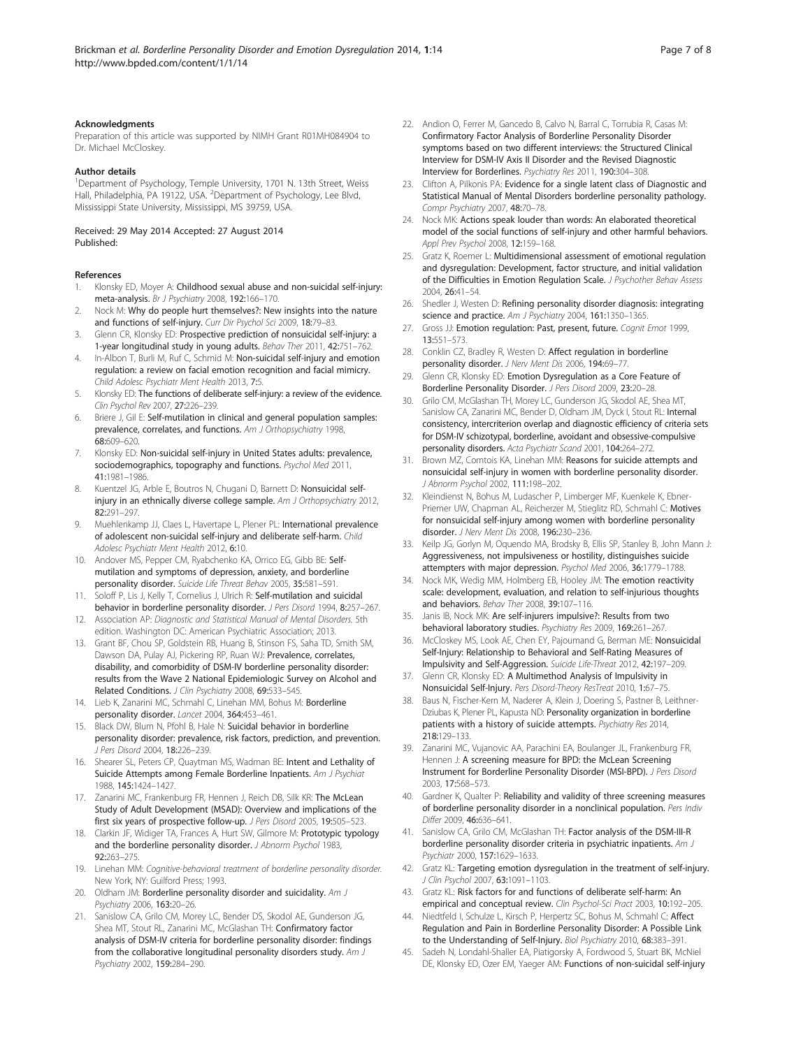### Acknowledgments

Preparation of this article was supported by NIMH Grant R01MH084904 to Dr. Michael McCloskey.

### Author details

[1]Department of Psychology, Temple University, 1701 N. 13th Street, Weiss Hall, Philadelphia, PA 19122, USA. [2]Department of Psychology, Lee Blvd, Mississippi State University, Mississippi, MS 39759, USA.

Received: 29 May 2014 Accepted: 27 August 2014
Published:

### References

1. Klonsky ED, Moyer A: **Childhood sexual abuse and non-suicidal self-injury: meta-analysis.** *Br J Psychiatry* 2008, **192:**166–170.
2. Nock M: **Why do people hurt themselves?: New insights into the nature and functions of self-injury.** *Curr Dir Psychol Sci* 2009, **18:**79–83.
3. Glenn CR, Klonsky ED: **Prospective prediction of nonsuicidal self-injury: a 1-year longitudinal study in young adults.** *Behav Ther* 2011, **42:**751–762.
4. In-Albon T, Burli M, Ruf C, Schmid M: **Non-suicidal self-injury and emotion regulation: a review on facial emotion recognition and facial mimicry.** *Child Adolesc Psychiatr Ment Health* 2013, **7:**5.
5. Klonsky ED: **The functions of deliberate self-injury: a review of the evidence.** *Clin Psychol Rev* 2007, **27:**226–239.
6. Briere J, Gil E: **Self-mutilation in clinical and general population samples: prevalence, correlates, and functions.** *Am J Orthopsychiatry* 1998, **68:**609–620.
7. Klonsky ED: **Non-suicidal self-injury in United States adults: prevalence, sociodemographics, topography and functions.** *Psychol Med* 2011, **41:**1981–1986.
8. Kuentzel JG, Arble E, Boutros N, Chugani D, Barnett D: **Nonsuicidal self-injury in an ethnically diverse college sample.** *Am J Orthopsychiatry* 2012, **82:**291–297.
9. Muehlenkamp JJ, Claes L, Havertape L, Plener PL: **International prevalence of adolescent non-suicidal self-injury and deliberate self-harm.** *Child Adolesc Psychiatr Ment Health* 2012, **6:**10.
10. Andover MS, Pepper CM, Ryabchenko KA, Orrico EG, Gibb BE: **Self-mutilation and symptoms of depression, anxiety, and borderline personality disorder.** *Suicide Life Threat Behav* 2005, **35:**581–591.
11. Soloff P, Lis J, Kelly T, Cornelius J, Ulrich R: **Self-mutilation and suicidal behavior in borderline personality disorder.** *J Pers Disord* 1994, **8:**257–267.
12. Association AP: *Diagnostic and Statistical Manual of Mental Disorders.* 5th edition. Washington DC: American Psychiatric Association; 2013.
13. Grant BF, Chou SP, Goldstein RB, Huang B, Stinson FS, Saha TD, Smith SM, Dawson DA, Pulay AJ, Pickering RP, Ruan WJ: **Prevalence, correlates, disability, and comorbidity of DSM-IV borderline personality disorder: results from the Wave 2 National Epidemiologic Survey on Alcohol and Related Conditions.** *J Clin Psychiatry* 2008, **69:**533–545.
14. Lieb K, Zanarini MC, Schmahl C, Linehan MM, Bohus M: **Borderline personality disorder.** *Lancet* 2004, **364:**453–461.
15. Black DW, Blum N, Pfohl B, Hale N: **Suicidal behavior in borderline personality disorder: prevalence, risk factors, prediction, and prevention.** *J Pers Disord* 2004, **18:**226–239.
16. Shearer SL, Peters CP, Quaytman MS, Wadman BE: **Intent and Lethality of Suicide Attempts among Female Borderline Inpatients.** *Am J Psychiat* 1988, **145:**1424–1427.
17. Zanarini MC, Frankenburg FR, Hennen J, Reich DB, Silk KR: **The McLean Study of Adult Development (MSAD): Overview and implications of the first six years of prospective follow-up.** *J Pers Disord* 2005, **19:**505–523.
18. Clarkin JF, Widiger TA, Frances A, Hurt SW, Gilmore M: **Prototypic typology and the borderline personality disorder.** *J Abnorm Psychol* 1983, **92:**263–275.
19. Linehan MM: *Cognitive-behavioral treatment of borderline personality disorder.* New York, NY: Guilford Press; 1993.
20. Oldham JM: **Borderline personality disorder and suicidality.** *Am J Psychiatry* 2006, **163:**20–26.
21. Sanislow CA, Grilo CM, Morey LC, Bender DS, Skodol AE, Gunderson JG, Shea MT, Stout RL, Zanarini MC, McGlashan TH: **Confirmatory factor analysis of DSM-IV criteria for borderline personality disorder: findings from the collaborative longitudinal personality disorders study.** *Am J Psychiatry* 2002, **159:**284–290.
22. Andion O, Ferrer M, Gancedo B, Calvo N, Barral C, Torrubia R, Casas M: **Confirmatory Factor Analysis of Borderline Personality Disorder symptoms based on two different interviews: the Structured Clinical Interview for DSM-IV Axis II Disorder and the Revised Diagnostic Interview for Borderlines.** *Psychiatry Res* 2011, **190:**304–308.
23. Clifton A, Pilkonis PA: **Evidence for a single latent class of Diagnostic and Statistical Manual of Mental Disorders borderline personality pathology.** *Compr Psychiatry* 2007, **48:**70–78.
24. Nock MK: **Actions speak louder than words: An elaborated theoretical model of the social functions of self-injury and other harmful behaviors.** *Appl Prev Psychol* 2008, **12:**159–168.
25. Gratz K, Roemer L: **Multidimensional assessment of emotional regulation and dysregulation: Development, factor structure, and initial validation of the Difficulties in Emotion Regulation Scale.** *J Psychother Behav Assess* 2004, **26:**41–54.
26. Shedler J, Westen D: **Refining personality disorder diagnosis: integrating science and practice.** *Am J Psychiatry* 2004, **161:**1350–1365.
27. Gross JJ: **Emotion regulation: Past, present, future.** *Cognit Emot* 1999, **13:**551–573.
28. Conklin CZ, Bradley R, Westen D: **Affect regulation in borderline personality disorder.** *J Nerv Ment Dis* 2006, **194:**69–77.
29. Glenn CR, Klonsky ED: **Emotion Dysregulation as a Core Feature of Borderline Personality Disorder.** *J Pers Disord* 2009, **23:**20–28.
30. Grilo CM, McGlashan TH, Morey LC, Gunderson JG, Skodol AE, Shea MT, Sanislow CA, Zanarini MC, Bender D, Oldham JM, Dyck I, Stout RL: **Internal consistency, intercriterion overlap and diagnostic efficiency of criteria sets for DSM-IV schizotypal, borderline, avoidant and obsessive-compulsive personality disorders.** *Acta Psychiatr Scand* 2001, **104:**264–272.
31. Brown MZ, Comtois KA, Linehan MM: **Reasons for suicide attempts and nonsuicidal self-injury in women with borderline personality disorder.** *J Abnorm Psychol* 2002, **111:**198–202.
32. Kleindienst N, Bohus M, Ludascher P, Limberger MF, Kuenkele K, Ebner-Priemer UW, Chapman AL, Reicherzer M, Stieglitz RD, Schmahl C: **Motives for nonsuicidal self-injury among women with borderline personality disorder.** *J Nerv Ment Dis* 2008, **196:**230–236.
33. Keilp JG, Gorlyn M, Oquendo MA, Brodsky B, Ellis SP, Stanley B, John Mann J: **Aggressiveness, not impulsiveness or hostility, distinguishes suicide attempters with major depression.** *Psychol Med* 2006, **36:**1779–1788.
34. Nock MK, Wedig MM, Holmberg EB, Hooley JM: **The emotion reactivity scale: development, evaluation, and relation to self-injurious thoughts and behaviors.** *Behav Ther* 2008, **39:**107–116.
35. Janis IB, Nock MK: **Are self-injurers impulsive?: Results from two behavioral laboratory studies.** *Psychiatry Res* 2009, **169:**261–267.
36. McCloskey MS, Look AE, Chen EY, Pajoumand G, Berman ME: **Nonsuicidal Self-Injury: Relationship to Behavioral and Self-Rating Measures of Impulsivity and Self-Aggression.** *Suicide Life-Threat* 2012, **42:**197–209.
37. Glenn CR, Klonsky ED: **A Multimethod Analysis of Impulsivity in Nonsuicidal Self-Injury.** *Pers Disord-Theory ResTreat* 2010, **1:**67–75.
38. Baus N, Fischer-Kern M, Naderer A, Klein J, Doering S, Pastner B, Leithner-Dziubas K, Plener PL, Kapusta ND: **Personality organization in borderline patients with a history of suicide attempts.** *Psychiatry Res* 2014, **218:**129–133.
39. Zanarini MC, Vujanovic AA, Parachini EA, Boulanger JL, Frankenburg FR, Hennen J: **A screening measure for BPD: the McLean Screening Instrument for Borderline Personality Disorder (MSI-BPD).** *J Pers Disord* 2003, **17:**568–573.
40. Gardner K, Qualter P: **Reliability and validity of three screening measures of borderline personality disorder in a nonclinical population.** *Pers Indiv Differ* 2009, **46:**636–641.
41. Sanislow CA, Grilo CM, McGlashan TH: **Factor analysis of the DSM-III-R borderline personality disorder criteria in psychiatric inpatients.** *Am J Psychiatr* 2000, **157:**1629–1633.
42. Gratz KL: **Targeting emotion dysregulation in the treatment of self-injury.** *J Clin Psychol* 2007, **63:**1091–1103.
43. Gratz KL: **Risk factors for and functions of deliberate self-harm: An empirical and conceptual review.** *Clin Psychol-Sci Pract* 2003, **10:**192–205.
44. Niedtfeld I, Schulze L, Kirsch P, Herpertz SC, Bohus M, Schmahl C: **Affect Regulation and Pain in Borderline Personality Disorder: A Possible Link to the Understanding of Self-Injury.** *Biol Psychiatry* 2010, **68:**383–391.
45. Sadeh N, Londahl-Shaller EA, Piatigorsky A, Fordwood S, Stuart BK, McNiel DE, Klonsky ED, Ozer EM, Yaeger AM: **Functions of non-suicidal self-injury**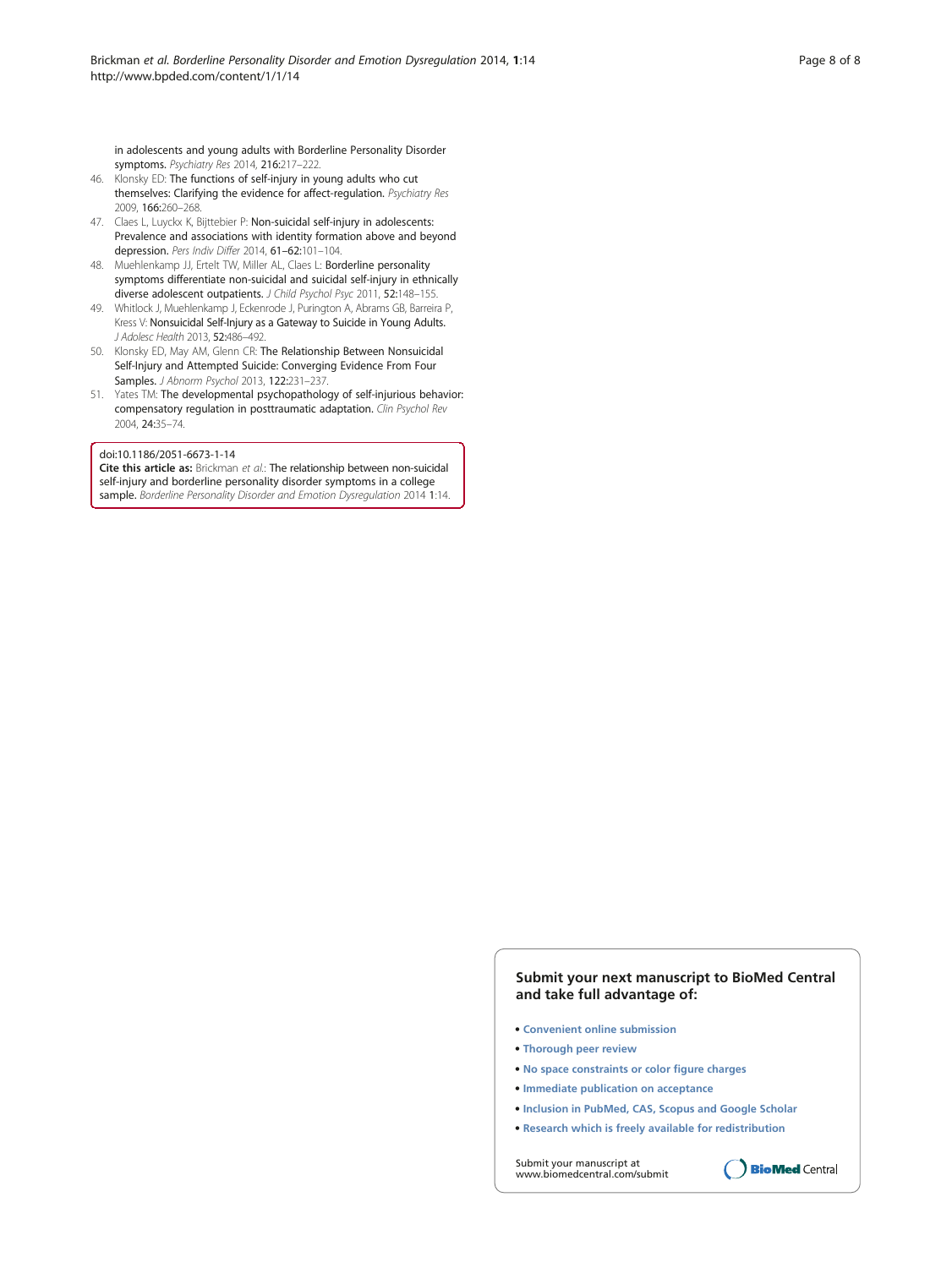in adolescents and young adults with Borderline Personality Disorder symptoms. *Psychiatry Res* 2014, **216**:217–222.

46. Klonsky ED: **The functions of self-injury in young adults who cut themselves: Clarifying the evidence for affect-regulation.** *Psychiatry Res* 2009, **166**:260–268.
47. Claes L, Luyckx K, Bijttebier P: **Non-suicidal self-injury in adolescents: Prevalence and associations with identity formation above and beyond depression.** *Pers Indiv Differ* 2014, **61–62**:101–104.
48. Muehlenkamp JJ, Ertelt TW, Miller AL, Claes L: **Borderline personality symptoms differentiate non-suicidal and suicidal self-injury in ethnically diverse adolescent outpatients.** *J Child Psychol Psyc* 2011, **52**:148–155.
49. Whitlock J, Muehlenkamp J, Eckenrode J, Purington A, Abrams GB, Barreira P, Kress V: **Nonsuicidal Self-Injury as a Gateway to Suicide in Young Adults.** *J Adolesc Health* 2013, **52**:486–492.
50. Klonsky ED, May AM, Glenn CR: **The Relationship Between Nonsuicidal Self-Injury and Attempted Suicide: Converging Evidence From Four Samples.** *J Abnorm Psychol* 2013, **122**:231–237.
51. Yates TM: **The developmental psychopathology of self-injurious behavior: compensatory regulation in posttraumatic adaptation.** *Clin Psychol Rev* 2004, **24**:35–74.

doi:10.1186/2051-6673-1-14
**Cite this article as:** Brickman *et al.*: The relationship between non-suicidal self-injury and borderline personality disorder symptoms in a college sample. *Borderline Personality Disorder and Emotion Dysregulation* 2014 **1**:14.

**Submit your next manuscript to BioMed Central and take full advantage of:**

- **Convenient online submission**
- **Thorough peer review**
- **No space constraints or color figure charges**
- **Immediate publication on acceptance**
- **Inclusion in PubMed, CAS, Scopus and Google Scholar**
- **Research which is freely available for redistribution**

Submit your manuscript at
www.biomedcentral.com/submit

BioMed Central